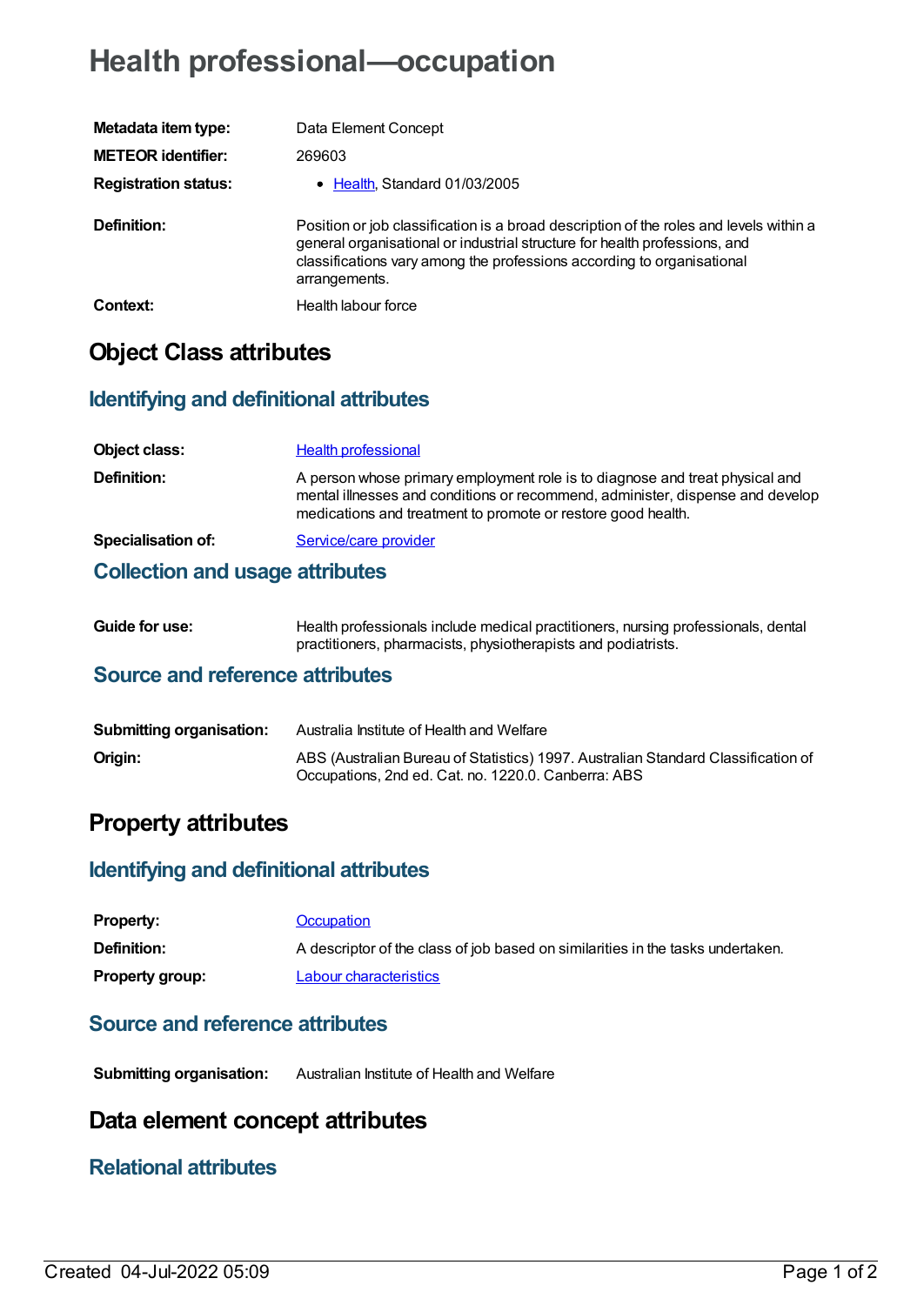# Health professional—occupation

| | |
|---|---|
| **Metadata item type:** | Data Element Concept |
| **METEOR identifier:** | 269603 |
| **Registration status:** | • Health, Standard 01/03/2005 |
| **Definition:** | Position or job classification is a broad description of the roles and levels within a general organisational or industrial structure for health professions, and classifications vary among the professions according to organisational arrangements. |
| **Context:** | Health labour force |

## Object Class attributes

### Identifying and definitional attributes

| | |
|---|---|
| **Object class:** | Health professional |
| **Definition:** | A person whose primary employment role is to diagnose and treat physical and mental illnesses and conditions or recommend, administer, dispense and develop medications and treatment to promote or restore good health. |
| **Specialisation of:** | Service/care provider |

### Collection and usage attributes

| | |
|---|---|
| **Guide for use:** | Health professionals include medical practitioners, nursing professionals, dental practitioners, pharmacists, physiotherapists and podiatrists. |

### Source and reference attributes

| | |
|---|---|
| **Submitting organisation:** | Australia Institute of Health and Welfare |
| **Origin:** | ABS (Australian Bureau of Statistics) 1997. Australian Standard Classification of Occupations, 2nd ed. Cat. no. 1220.0. Canberra: ABS |

## Property attributes

### Identifying and definitional attributes

| | |
|---|---|
| **Property:** | Occupation |
| **Definition:** | A descriptor of the class of job based on similarities in the tasks undertaken. |
| **Property group:** | Labour characteristics |

### Source and reference attributes

| | |
|---|---|
| **Submitting organisation:** | Australian Institute of Health and Welfare |

## Data element concept attributes

### Relational attributes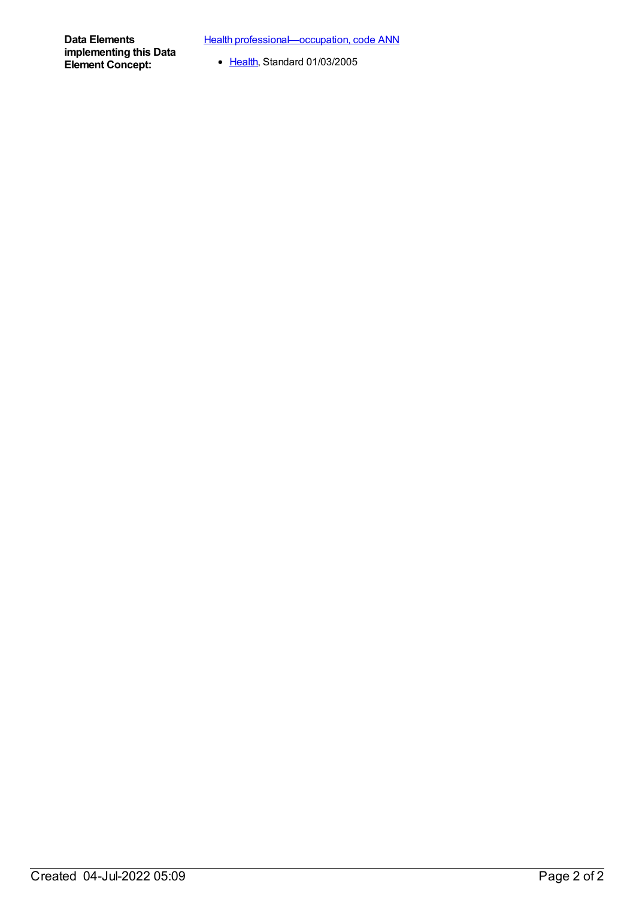**Data Elements implementing this Data Element Concept:**

Health professional—occupation, code ANN

- Health, Standard 01/03/2005